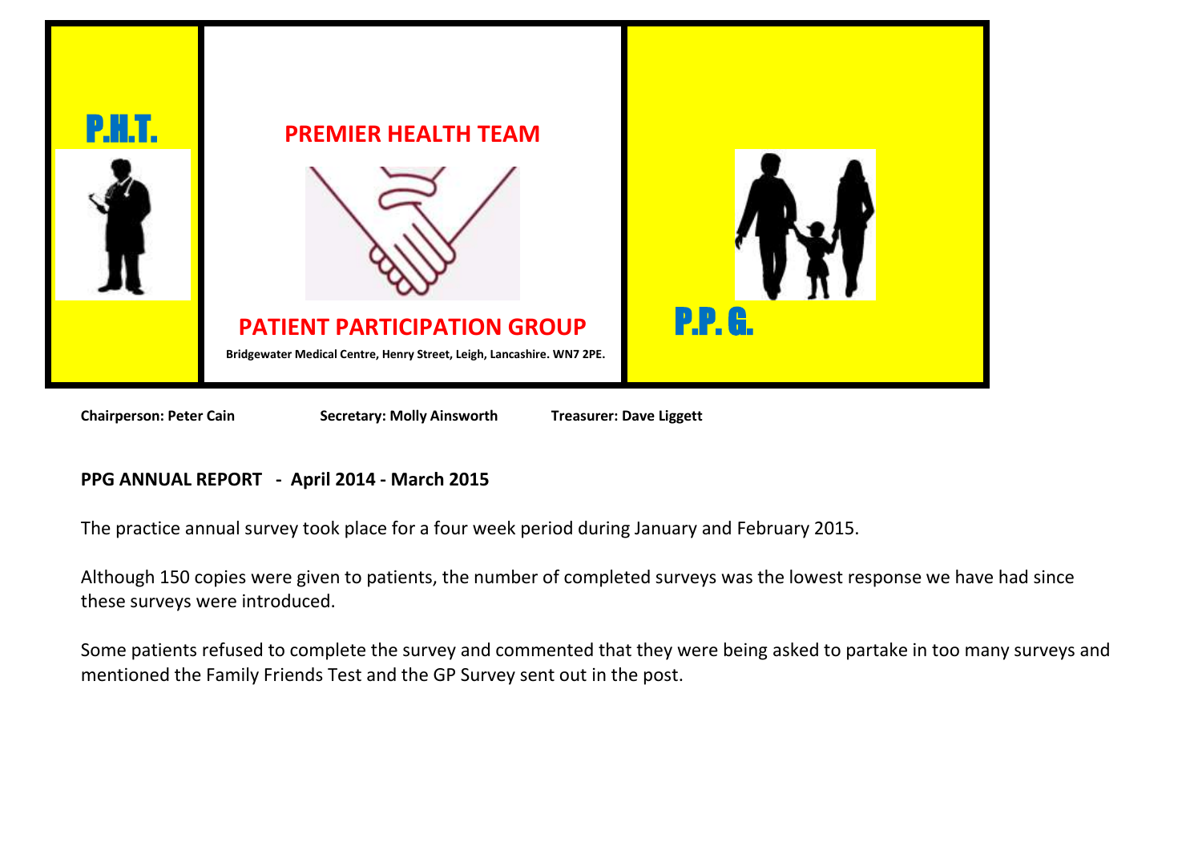P.H.T.

# PREMIER HEALTH TEAM

# PATIENT PARTICIPATION GROUP

**Bridgewater Medical Centre, Henry Street, Leigh, Lancashire. WN7 2PE.**

P.P. G.

**Chairperson: Peter Cain** **Secretary: Molly Ainsworth** **Treasurer: Dave Liggett**

## PPG ANNUAL REPORT - April 2014 - March 2015

The practice annual survey took place for a four week period during January and February 2015.

Although 150 copies were given to patients, the number of completed surveys was the lowest response we have had since these surveys were introduced.

Some patients refused to complete the survey and commented that they were being asked to partake in too many surveys and mentioned the Family Friends Test and the GP Survey sent out in the post.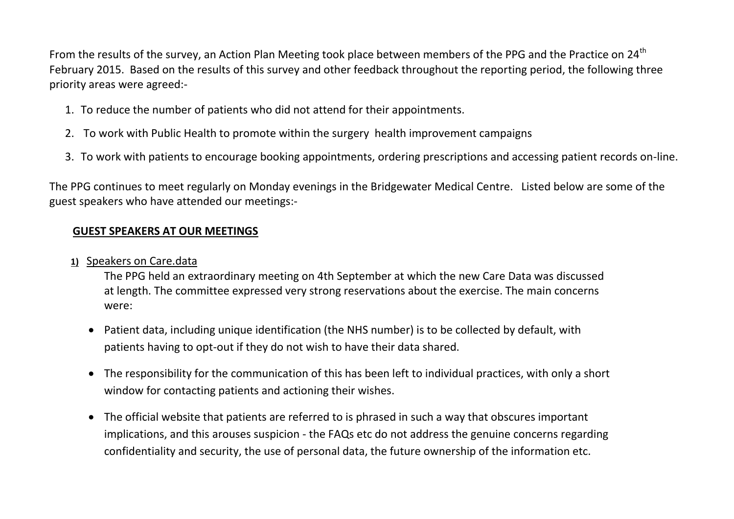From the results of the survey, an Action Plan Meeting took place between members of the PPG and the Practice on 24th February 2015. Based on the results of this survey and other feedback throughout the reporting period, the following three priority areas were agreed:-

1. To reduce the number of patients who did not attend for their appointments.
2. To work with Public Health to promote within the surgery health improvement campaigns
3. To work with patients to encourage booking appointments, ordering prescriptions and accessing patient records on-line.

The PPG continues to meet regularly on Monday evenings in the Bridgewater Medical Centre. Listed below are some of the guest speakers who have attended our meetings:-

## GUEST SPEAKERS AT OUR MEETINGS

**1)** Speakers on Care.data

The PPG held an extraordinary meeting on 4th September at which the new Care Data was discussed at length. The committee expressed very strong reservations about the exercise. The main concerns were:

- Patient data, including unique identification (the NHS number) is to be collected by default, with patients having to opt-out if they do not wish to have their data shared.
- The responsibility for the communication of this has been left to individual practices, with only a short window for contacting patients and actioning their wishes.
- The official website that patients are referred to is phrased in such a way that obscures important implications, and this arouses suspicion - the FAQs etc do not address the genuine concerns regarding confidentiality and security, the use of personal data, the future ownership of the information etc.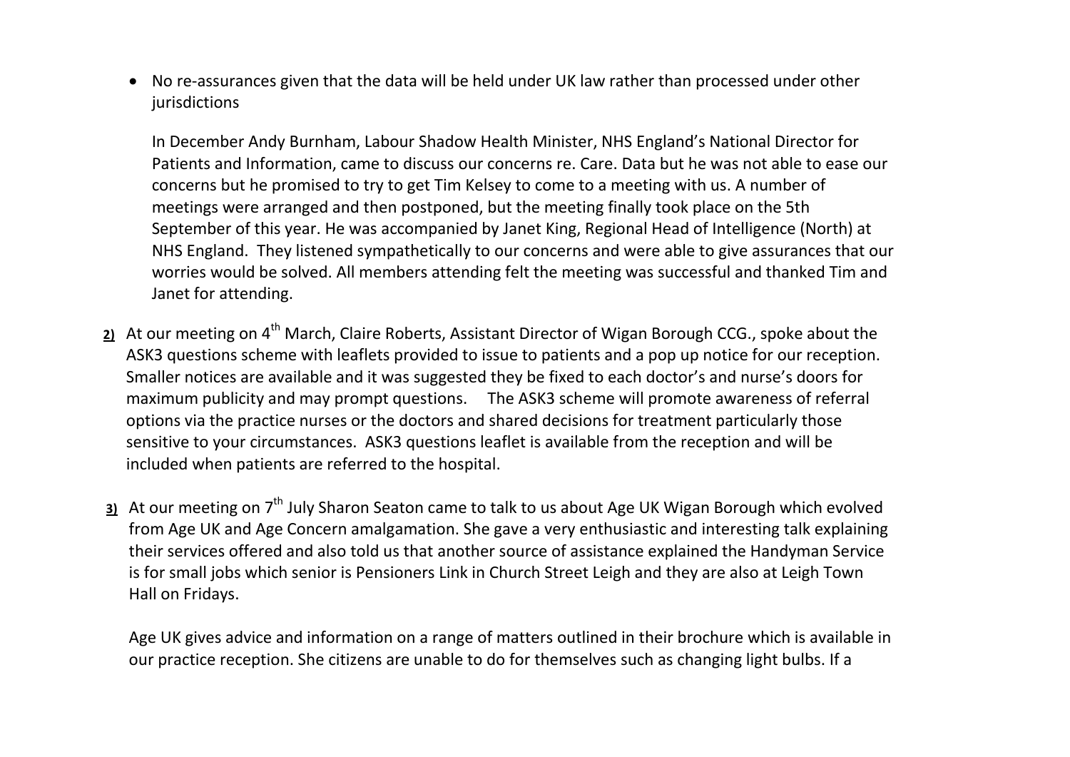- No re-assurances given that the data will be held under UK law rather than processed under other jurisdictions

  In December Andy Burnham, Labour Shadow Health Minister, NHS England's National Director for Patients and Information, came to discuss our concerns re. Care. Data but he was not able to ease our concerns but he promised to try to get Tim Kelsey to come to a meeting with us. A number of meetings were arranged and then postponed, but the meeting finally took place on the 5th September of this year. He was accompanied by Janet King, Regional Head of Intelligence (North) at NHS England. They listened sympathetically to our concerns and were able to give assurances that our worries would be solved. All members attending felt the meeting was successful and thanked Tim and Janet for attending.

**2)** At our meeting on 4th March, Claire Roberts, Assistant Director of Wigan Borough CCG., spoke about the ASK3 questions scheme with leaflets provided to issue to patients and a pop up notice for our reception. Smaller notices are available and it was suggested they be fixed to each doctor's and nurse's doors for maximum publicity and may prompt questions. The ASK3 scheme will promote awareness of referral options via the practice nurses or the doctors and shared decisions for treatment particularly those sensitive to your circumstances. ASK3 questions leaflet is available from the reception and will be included when patients are referred to the hospital.

**3)** At our meeting on 7th July Sharon Seaton came to talk to us about Age UK Wigan Borough which evolved from Age UK and Age Concern amalgamation. She gave a very enthusiastic and interesting talk explaining their services offered and also told us that another source of assistance explained the Handyman Service is for small jobs which senior is Pensioners Link in Church Street Leigh and they are also at Leigh Town Hall on Fridays.

Age UK gives advice and information on a range of matters outlined in their brochure which is available in our practice reception. She citizens are unable to do for themselves such as changing light bulbs. If a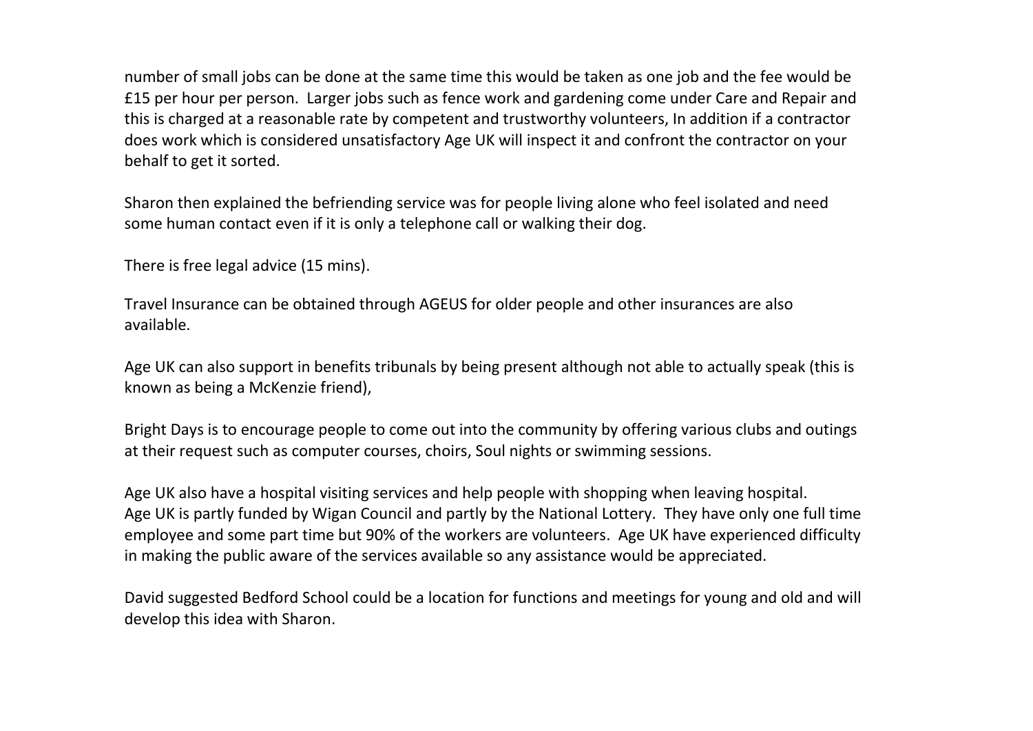number of small jobs can be done at the same time this would be taken as one job and the fee would be £15 per hour per person. Larger jobs such as fence work and gardening come under Care and Repair and this is charged at a reasonable rate by competent and trustworthy volunteers, In addition if a contractor does work which is considered unsatisfactory Age UK will inspect it and confront the contractor on your behalf to get it sorted.

Sharon then explained the befriending service was for people living alone who feel isolated and need some human contact even if it is only a telephone call or walking their dog.

There is free legal advice (15 mins).

Travel Insurance can be obtained through AGEUS for older people and other insurances are also available.

Age UK can also support in benefits tribunals by being present although not able to actually speak (this is known as being a McKenzie friend),

Bright Days is to encourage people to come out into the community by offering various clubs and outings at their request such as computer courses, choirs, Soul nights or swimming sessions.

Age UK also have a hospital visiting services and help people with shopping when leaving hospital.
Age UK is partly funded by Wigan Council and partly by the National Lottery. They have only one full time employee and some part time but 90% of the workers are volunteers. Age UK have experienced difficulty in making the public aware of the services available so any assistance would be appreciated.

David suggested Bedford School could be a location for functions and meetings for young and old and will develop this idea with Sharon.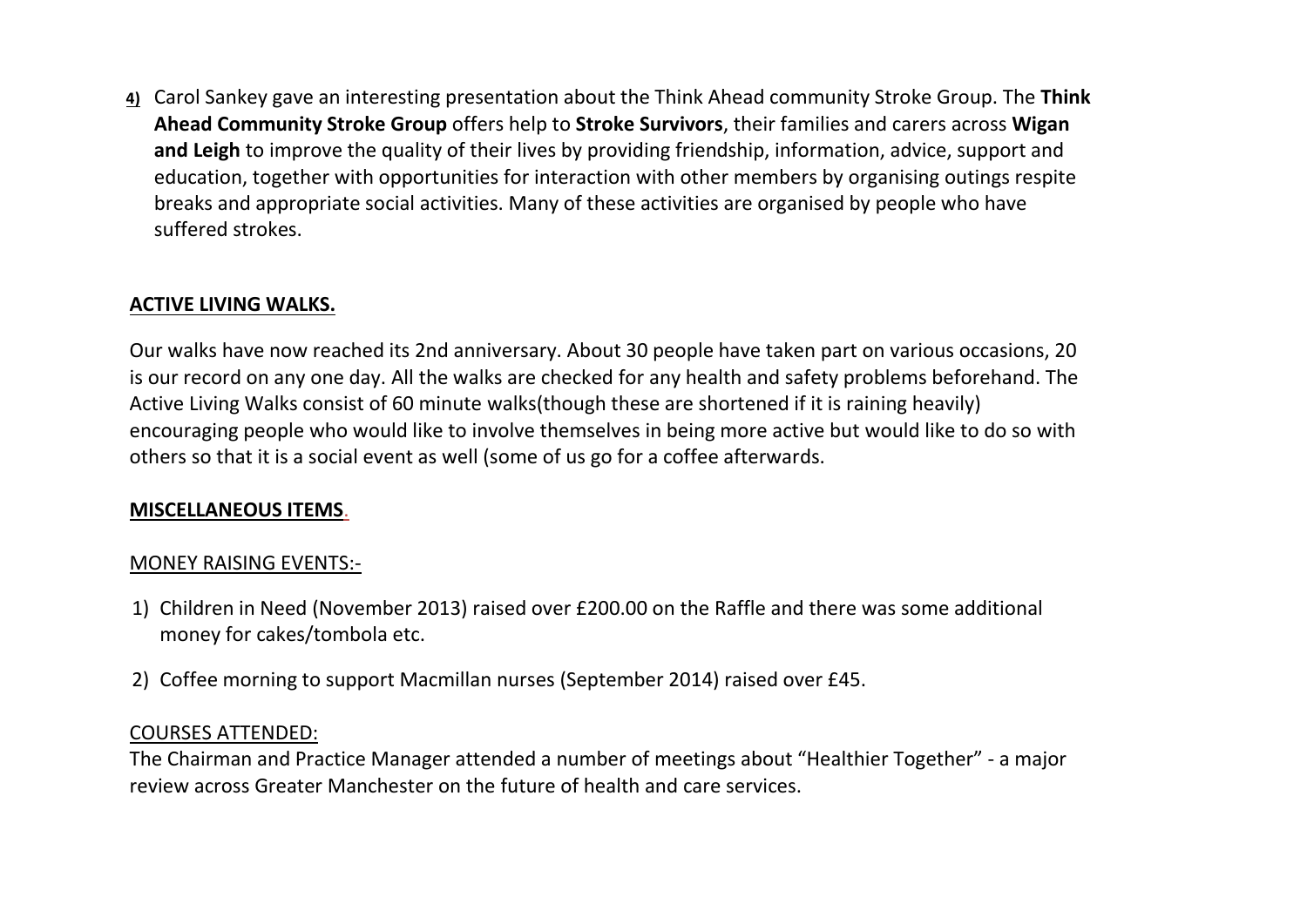4) Carol Sankey gave an interesting presentation about the Think Ahead community Stroke Group. The **Think Ahead Community Stroke Group** offers help to **Stroke Survivors**, their families and carers across **Wigan and Leigh** to improve the quality of their lives by providing friendship, information, advice, support and education, together with opportunities for interaction with other members by organising outings respite breaks and appropriate social activities. Many of these activities are organised by people who have suffered strokes.

**ACTIVE LIVING WALKS.**

Our walks have now reached its 2nd anniversary. About 30 people have taken part on various occasions, 20 is our record on any one day. All the walks are checked for any health and safety problems beforehand. The Active Living Walks consist of 60 minute walks(though these are shortened if it is raining heavily) encouraging people who would like to involve themselves in being more active but would like to do so with others so that it is a social event as well (some of us go for a coffee afterwards.

**MISCELLANEOUS ITEMS.**

MONEY RAISING EVENTS:-

1) Children in Need (November 2013) raised over £200.00 on the Raffle and there was some additional money for cakes/tombola etc.
2) Coffee morning to support Macmillan nurses (September 2014) raised over £45.

COURSES ATTENDED:

The Chairman and Practice Manager attended a number of meetings about "Healthier Together" - a major review across Greater Manchester on the future of health and care services.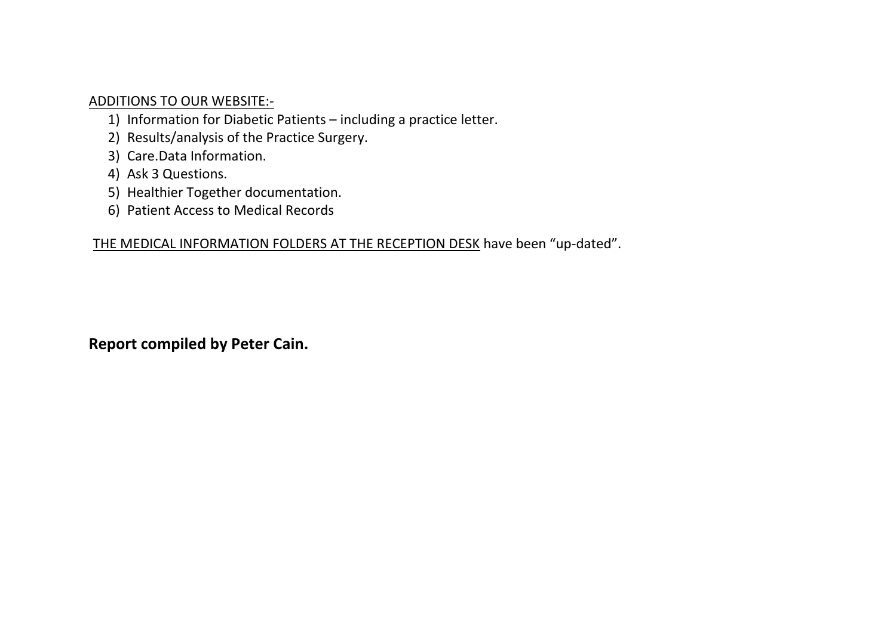<u>ADDITIONS TO OUR WEBSITE:-</u>

1) Information for Diabetic Patients – including a practice letter.
2) Results/analysis of the Practice Surgery.
3) Care.Data Information.
4) Ask 3 Questions.
5) Healthier Together documentation.
6) Patient Access to Medical Records

<u>THE MEDICAL INFORMATION FOLDERS AT THE RECEPTION DESK</u> have been "up-dated".

**Report compiled by Peter Cain.**